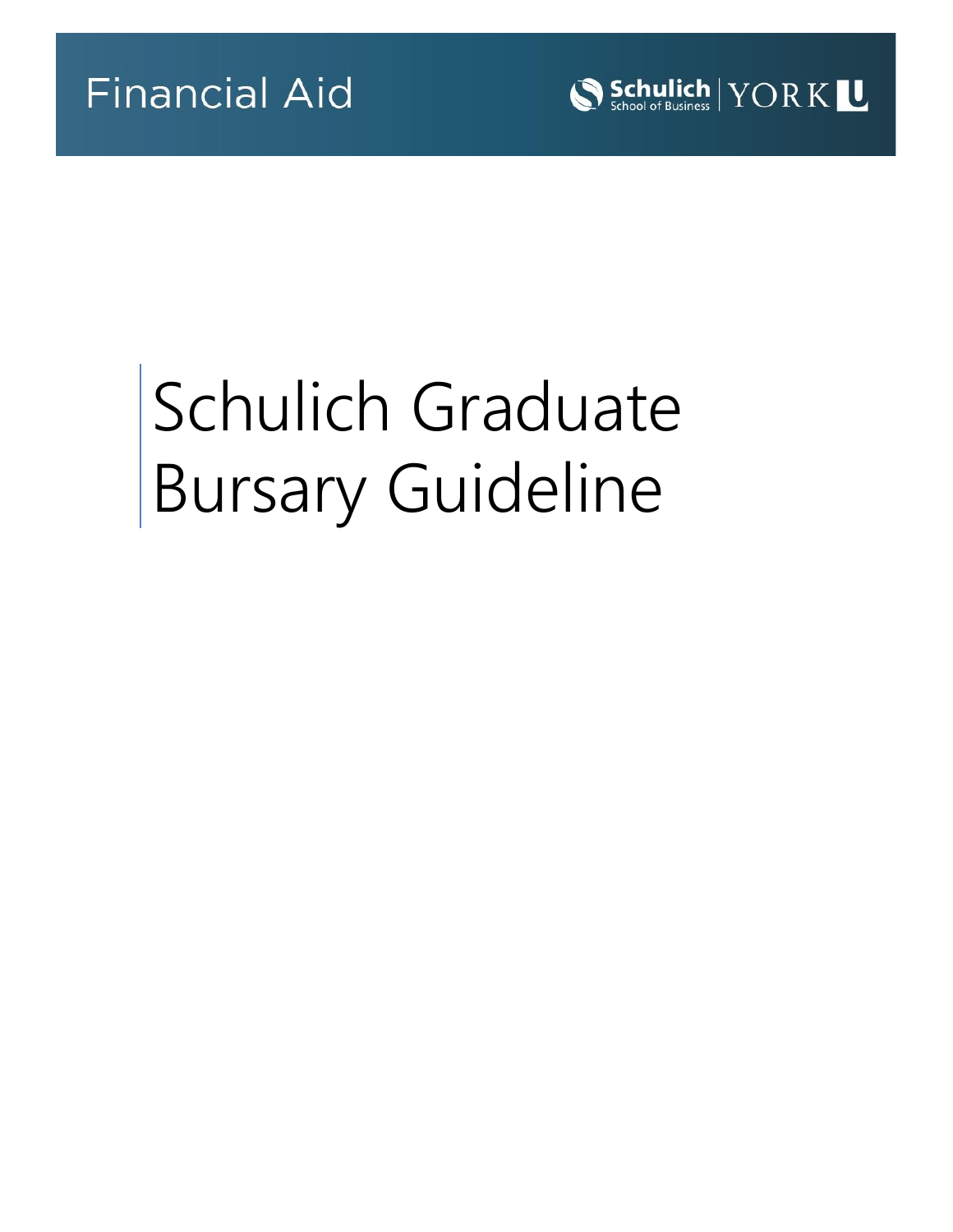Financial Aid

Schulich School of Business | YORK U

# Schulich Graduate Bursary Guideline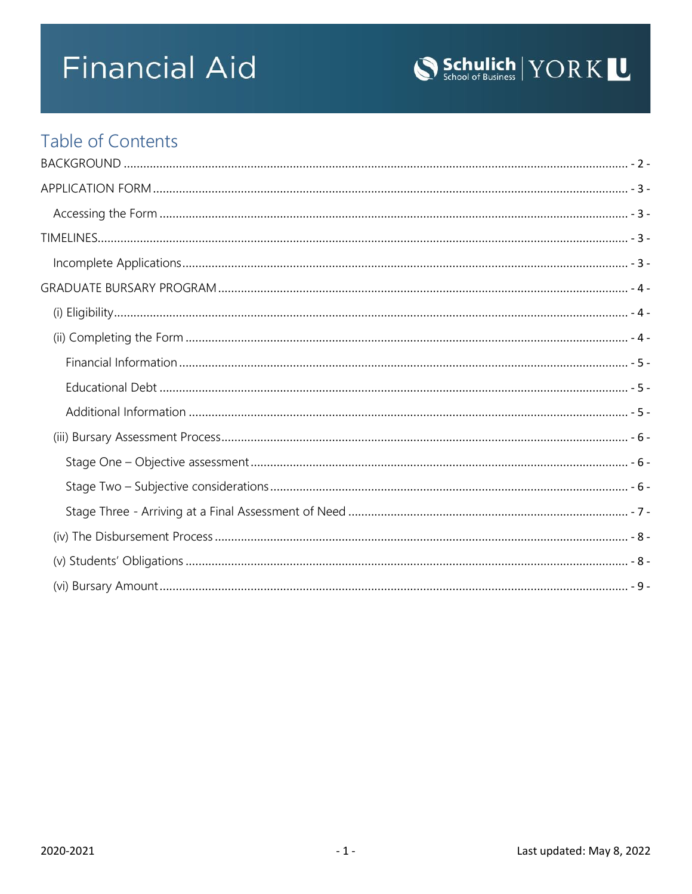# Financial Aid

## Table of Contents

BACKGROUND ..... - 2 -

APPLICATION FORM ..... - 3 -

- Accessing the Form ..... - 3 -

TIMELINES ..... - 3 -

- Incomplete Applications ..... - 3 -

GRADUATE BURSARY PROGRAM ..... - 4 -

- (i) Eligibility ..... - 4 -
- (ii) Completing the Form ..... - 4 -
  - Financial Information ..... - 5 -
  - Educational Debt ..... - 5 -
  - Additional Information ..... - 5 -
- (iii) Bursary Assessment Process ..... - 6 -
  - Stage One – Objective assessment ..... - 6 -
  - Stage Two – Subjective considerations ..... - 6 -
  - Stage Three - Arriving at a Final Assessment of Need ..... - 7 -
- (iv) The Disbursement Process ..... - 8 -
- (v) Students' Obligations ..... - 8 -
- (vi) Bursary Amount ..... - 9 -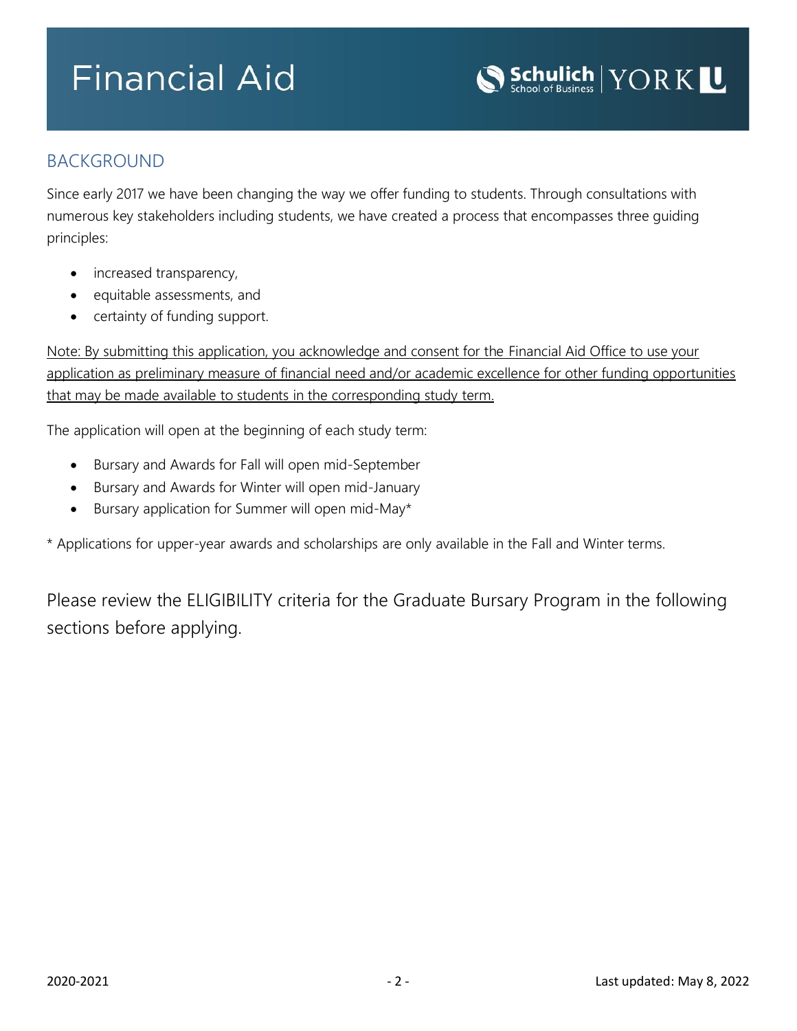# Financial Aid

## BACKGROUND

Since early 2017 we have been changing the way we offer funding to students. Through consultations with numerous key stakeholders including students, we have created a process that encompasses three guiding principles:

- increased transparency,
- equitable assessments, and
- certainty of funding support.

<u>Note: By submitting this application, you acknowledge and consent for the Financial Aid Office to use your application as preliminary measure of financial need and/or academic excellence for other funding opportunities that may be made available to students in the corresponding study term.</u>

The application will open at the beginning of each study term:

- Bursary and Awards for Fall will open mid-September
- Bursary and Awards for Winter will open mid-January
- Bursary application for Summer will open mid-May*

* Applications for upper-year awards and scholarships are only available in the Fall and Winter terms.

Please review the ELIGIBILITY criteria for the Graduate Bursary Program in the following sections before applying.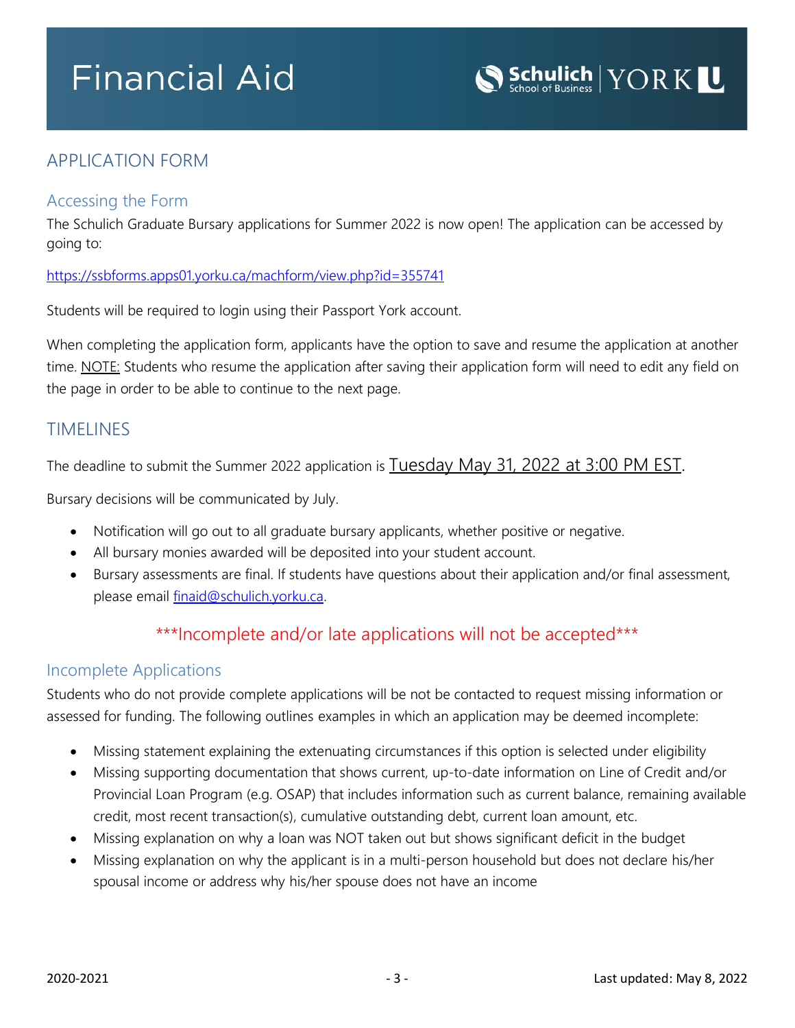# Financial Aid

## APPLICATION FORM

### Accessing the Form

The Schulich Graduate Bursary applications for Summer 2022 is now open! The application can be accessed by going to:

https://ssbforms.apps01.yorku.ca/machform/view.php?id=355741

Students will be required to login using their Passport York account.

When completing the application form, applicants have the option to save and resume the application at another time. NOTE: Students who resume the application after saving their application form will need to edit any field on the page in order to be able to continue to the next page.

## TIMELINES

The deadline to submit the Summer 2022 application is Tuesday May 31, 2022 at 3:00 PM EST.

Bursary decisions will be communicated by July.

- Notification will go out to all graduate bursary applicants, whether positive or negative.
- All bursary monies awarded will be deposited into your student account.
- Bursary assessments are final. If students have questions about their application and/or final assessment, please email finaid@schulich.yorku.ca.

***Incomplete and/or late applications will not be accepted***

### Incomplete Applications

Students who do not provide complete applications will be not be contacted to request missing information or assessed for funding. The following outlines examples in which an application may be deemed incomplete:

- Missing statement explaining the extenuating circumstances if this option is selected under eligibility
- Missing supporting documentation that shows current, up-to-date information on Line of Credit and/or Provincial Loan Program (e.g. OSAP) that includes information such as current balance, remaining available credit, most recent transaction(s), cumulative outstanding debt, current loan amount, etc.
- Missing explanation on why a loan was NOT taken out but shows significant deficit in the budget
- Missing explanation on why the applicant is in a multi-person household but does not declare his/her spousal income or address why his/her spouse does not have an income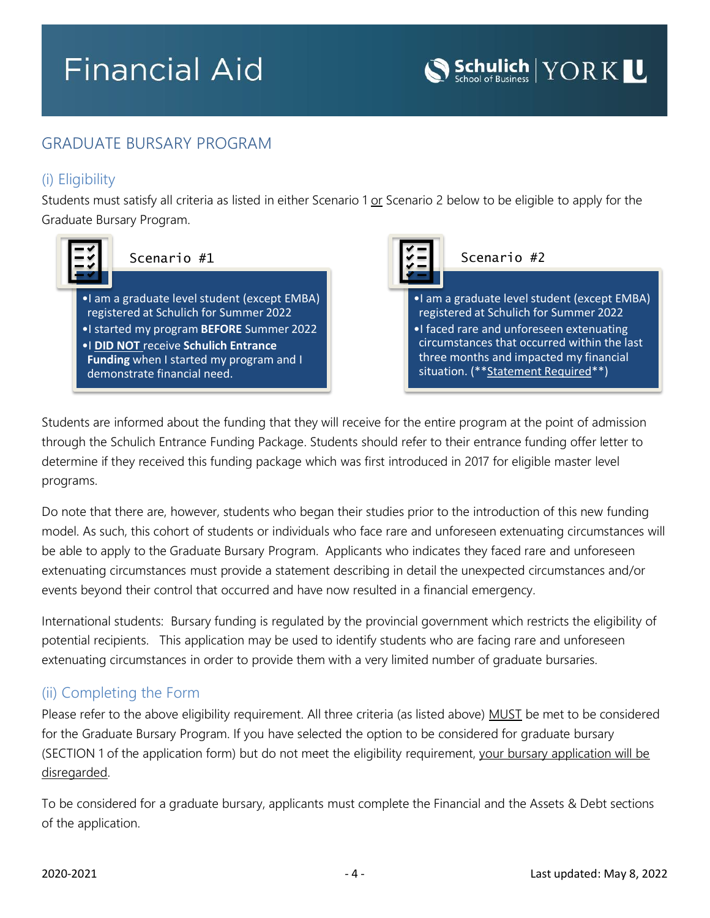# Financial Aid

## GRADUATE BURSARY PROGRAM

### (i) Eligibility

Students must satisfy all criteria as listed in either Scenario 1 or Scenario 2 below to be eligible to apply for the Graduate Bursary Program.

**Scenario #1**

- I am a graduate level student (except EMBA) registered at Schulich for Summer 2022
- I started my program **BEFORE** Summer 2022
- I **DID NOT** receive **Schulich Entrance Funding** when I started my program and I demonstrate financial need.

**Scenario #2**

- I am a graduate level student (except EMBA) registered at Schulich for Summer 2022
- I faced rare and unforeseen extenuating circumstances that occurred within the last three months and impacted my financial situation. (\*\*Statement Required\*\*)

Students are informed about the funding that they will receive for the entire program at the point of admission through the Schulich Entrance Funding Package. Students should refer to their entrance funding offer letter to determine if they received this funding package which was first introduced in 2017 for eligible master level programs.

Do note that there are, however, students who began their studies prior to the introduction of this new funding model. As such, this cohort of students or individuals who face rare and unforeseen extenuating circumstances will be able to apply to the Graduate Bursary Program. Applicants who indicates they faced rare and unforeseen extenuating circumstances must provide a statement describing in detail the unexpected circumstances and/or events beyond their control that occurred and have now resulted in a financial emergency.

International students: Bursary funding is regulated by the provincial government which restricts the eligibility of potential recipients. This application may be used to identify students who are facing rare and unforeseen extenuating circumstances in order to provide them with a very limited number of graduate bursaries.

### (ii) Completing the Form

Please refer to the above eligibility requirement. All three criteria (as listed above) MUST be met to be considered for the Graduate Bursary Program. If you have selected the option to be considered for graduate bursary (SECTION 1 of the application form) but do not meet the eligibility requirement, your bursary application will be disregarded.

To be considered for a graduate bursary, applicants must complete the Financial and the Assets & Debt sections of the application.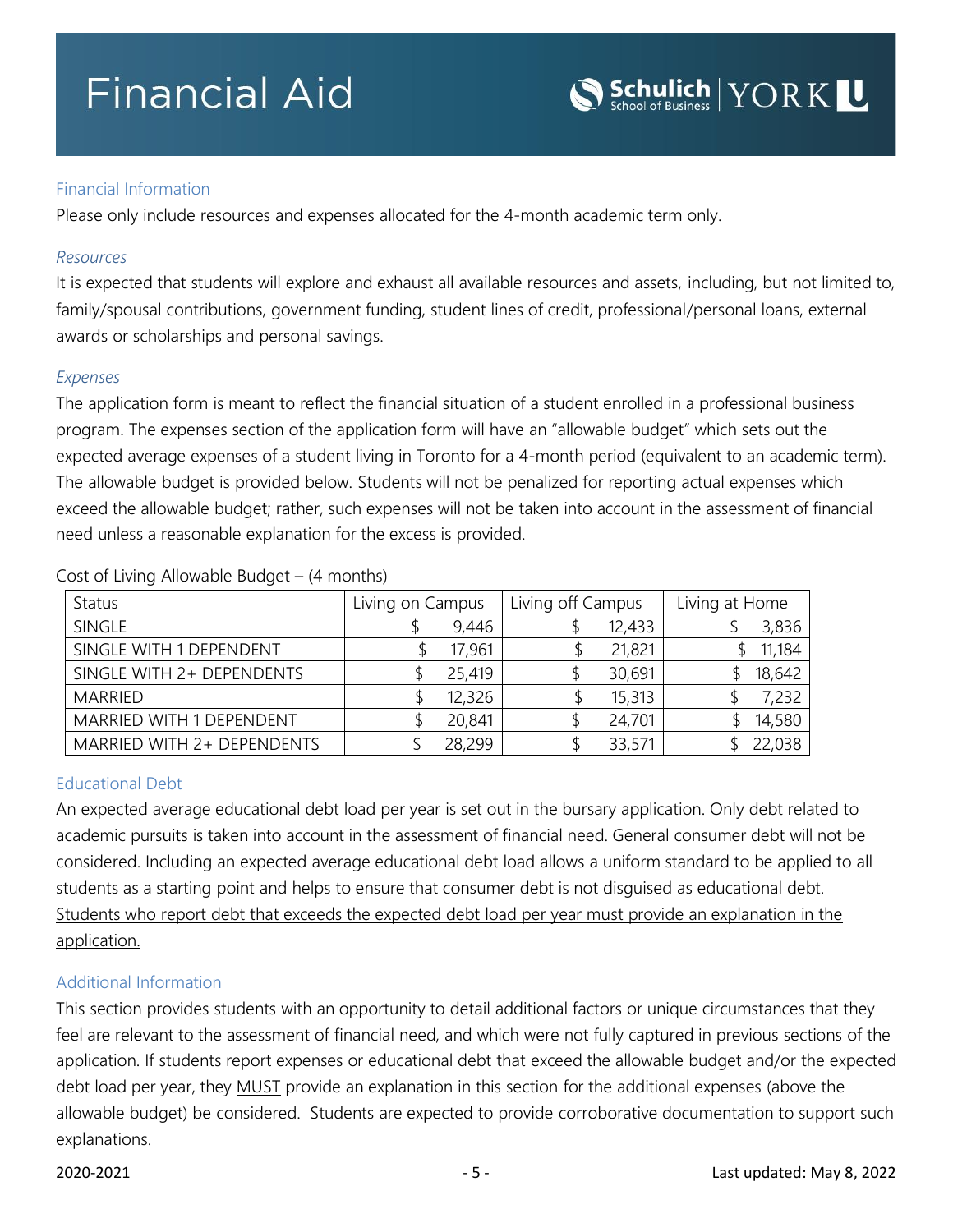# Financial Aid

## Financial Information

Please only include resources and expenses allocated for the 4-month academic term only.

### *Resources*

It is expected that students will explore and exhaust all available resources and assets, including, but not limited to, family/spousal contributions, government funding, student lines of credit, professional/personal loans, external awards or scholarships and personal savings.

### *Expenses*

The application form is meant to reflect the financial situation of a student enrolled in a professional business program. The expenses section of the application form will have an "allowable budget" which sets out the expected average expenses of a student living in Toronto for a 4-month period (equivalent to an academic term). The allowable budget is provided below. Students will not be penalized for reporting actual expenses which exceed the allowable budget; rather, such expenses will not be taken into account in the assessment of financial need unless a reasonable explanation for the excess is provided.

Cost of Living Allowable Budget – (4 months)

| Status | Living on Campus | Living off Campus | Living at Home |
|---|---|---|---|
| SINGLE | $ 9,446 | $ 12,433 | $ 3,836 |
| SINGLE WITH 1 DEPENDENT | $ 17,961 | $ 21,821 | $ 11,184 |
| SINGLE WITH 2+ DEPENDENTS | $ 25,419 | $ 30,691 | $ 18,642 |
| MARRIED | $ 12,326 | $ 15,313 | $ 7,232 |
| MARRIED WITH 1 DEPENDENT | $ 20,841 | $ 24,701 | $ 14,580 |
| MARRIED WITH 2+ DEPENDENTS | $ 28,299 | $ 33,571 | $ 22,038 |

## Educational Debt

An expected average educational debt load per year is set out in the bursary application. Only debt related to academic pursuits is taken into account in the assessment of financial need. General consumer debt will not be considered. Including an expected average educational debt load allows a uniform standard to be applied to all students as a starting point and helps to ensure that consumer debt is not disguised as educational debt. <u>Students who report debt that exceeds the expected debt load per year must provide an explanation in the application.</u>

## Additional Information

This section provides students with an opportunity to detail additional factors or unique circumstances that they feel are relevant to the assessment of financial need, and which were not fully captured in previous sections of the application. If students report expenses or educational debt that exceed the allowable budget and/or the expected debt load per year, they <u>MUST</u> provide an explanation in this section for the additional expenses (above the allowable budget) be considered. Students are expected to provide corroborative documentation to support such explanations.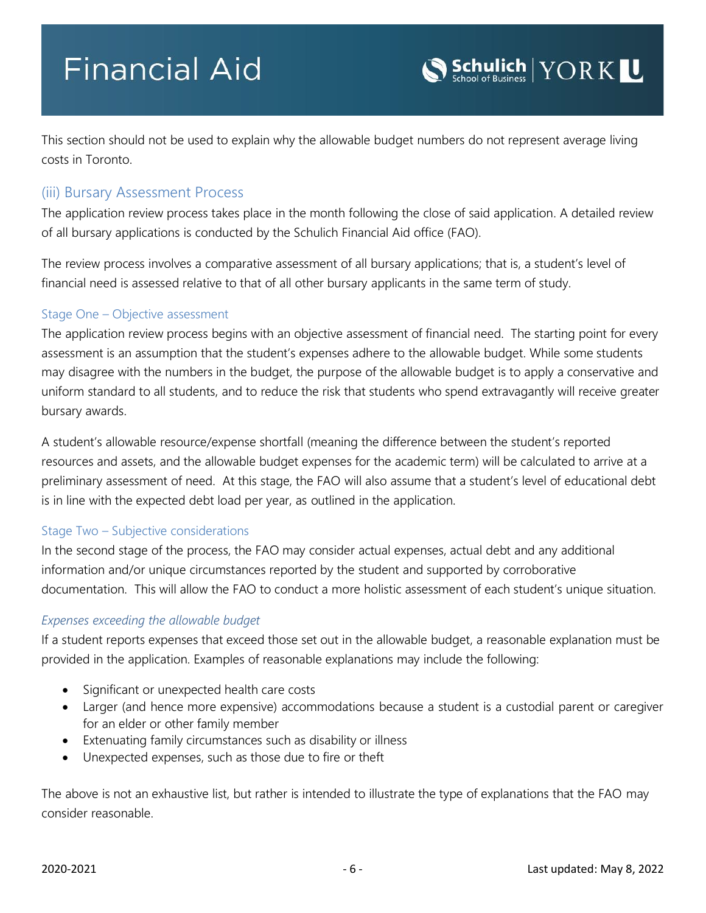This section should not be used to explain why the allowable budget numbers do not represent average living costs in Toronto.

## (iii) Bursary Assessment Process

The application review process takes place in the month following the close of said application. A detailed review of all bursary applications is conducted by the Schulich Financial Aid office (FAO).

The review process involves a comparative assessment of all bursary applications; that is, a student's level of financial need is assessed relative to that of all other bursary applicants in the same term of study.

### Stage One – Objective assessment

The application review process begins with an objective assessment of financial need. The starting point for every assessment is an assumption that the student's expenses adhere to the allowable budget. While some students may disagree with the numbers in the budget, the purpose of the allowable budget is to apply a conservative and uniform standard to all students, and to reduce the risk that students who spend extravagantly will receive greater bursary awards.

A student's allowable resource/expense shortfall (meaning the difference between the student's reported resources and assets, and the allowable budget expenses for the academic term) will be calculated to arrive at a preliminary assessment of need. At this stage, the FAO will also assume that a student's level of educational debt is in line with the expected debt load per year, as outlined in the application.

### Stage Two – Subjective considerations

In the second stage of the process, the FAO may consider actual expenses, actual debt and any additional information and/or unique circumstances reported by the student and supported by corroborative documentation. This will allow the FAO to conduct a more holistic assessment of each student's unique situation.

*Expenses exceeding the allowable budget*

If a student reports expenses that exceed those set out in the allowable budget, a reasonable explanation must be provided in the application. Examples of reasonable explanations may include the following:

- Significant or unexpected health care costs
- Larger (and hence more expensive) accommodations because a student is a custodial parent or caregiver for an elder or other family member
- Extenuating family circumstances such as disability or illness
- Unexpected expenses, such as those due to fire or theft

The above is not an exhaustive list, but rather is intended to illustrate the type of explanations that the FAO may consider reasonable.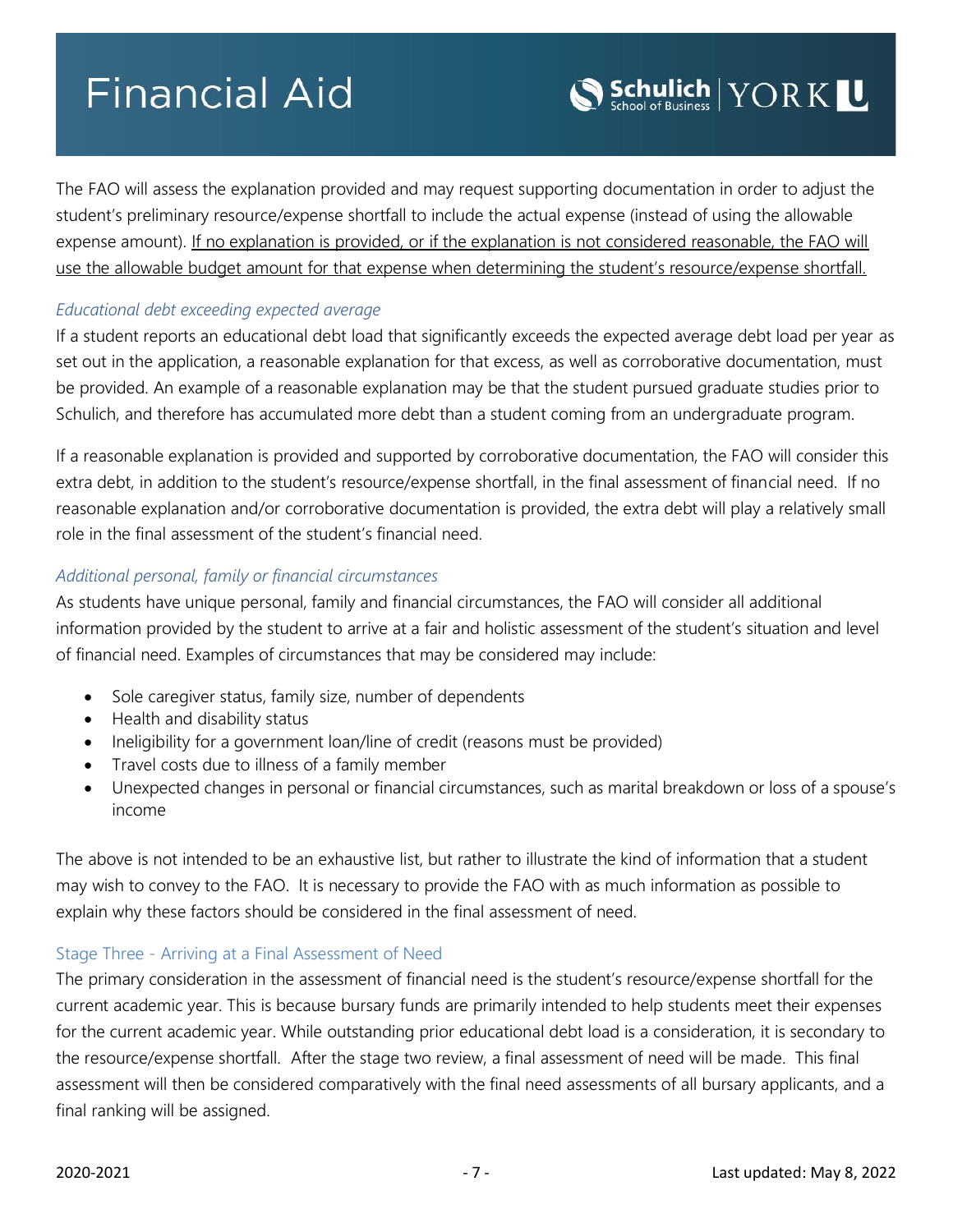The FAO will assess the explanation provided and may request supporting documentation in order to adjust the student's preliminary resource/expense shortfall to include the actual expense (instead of using the allowable expense amount). <u>If no explanation is provided, or if the explanation is not considered reasonable, the FAO will use the allowable budget amount for that expense when determining the student's resource/expense shortfall.</u>

#### *Educational debt exceeding expected average*

If a student reports an educational debt load that significantly exceeds the expected average debt load per year as set out in the application, a reasonable explanation for that excess, as well as corroborative documentation, must be provided. An example of a reasonable explanation may be that the student pursued graduate studies prior to Schulich, and therefore has accumulated more debt than a student coming from an undergraduate program.

If a reasonable explanation is provided and supported by corroborative documentation, the FAO will consider this extra debt, in addition to the student's resource/expense shortfall, in the final assessment of financial need. If no reasonable explanation and/or corroborative documentation is provided, the extra debt will play a relatively small role in the final assessment of the student's financial need.

#### *Additional personal, family or financial circumstances*

As students have unique personal, family and financial circumstances, the FAO will consider all additional information provided by the student to arrive at a fair and holistic assessment of the student's situation and level of financial need. Examples of circumstances that may be considered may include:

- Sole caregiver status, family size, number of dependents
- Health and disability status
- Ineligibility for a government loan/line of credit (reasons must be provided)
- Travel costs due to illness of a family member
- Unexpected changes in personal or financial circumstances, such as marital breakdown or loss of a spouse's income

The above is not intended to be an exhaustive list, but rather to illustrate the kind of information that a student may wish to convey to the FAO. It is necessary to provide the FAO with as much information as possible to explain why these factors should be considered in the final assessment of need.

### Stage Three - Arriving at a Final Assessment of Need

The primary consideration in the assessment of financial need is the student's resource/expense shortfall for the current academic year. This is because bursary funds are primarily intended to help students meet their expenses for the current academic year. While outstanding prior educational debt load is a consideration, it is secondary to the resource/expense shortfall. After the stage two review, a final assessment of need will be made. This final assessment will then be considered comparatively with the final need assessments of all bursary applicants, and a final ranking will be assigned.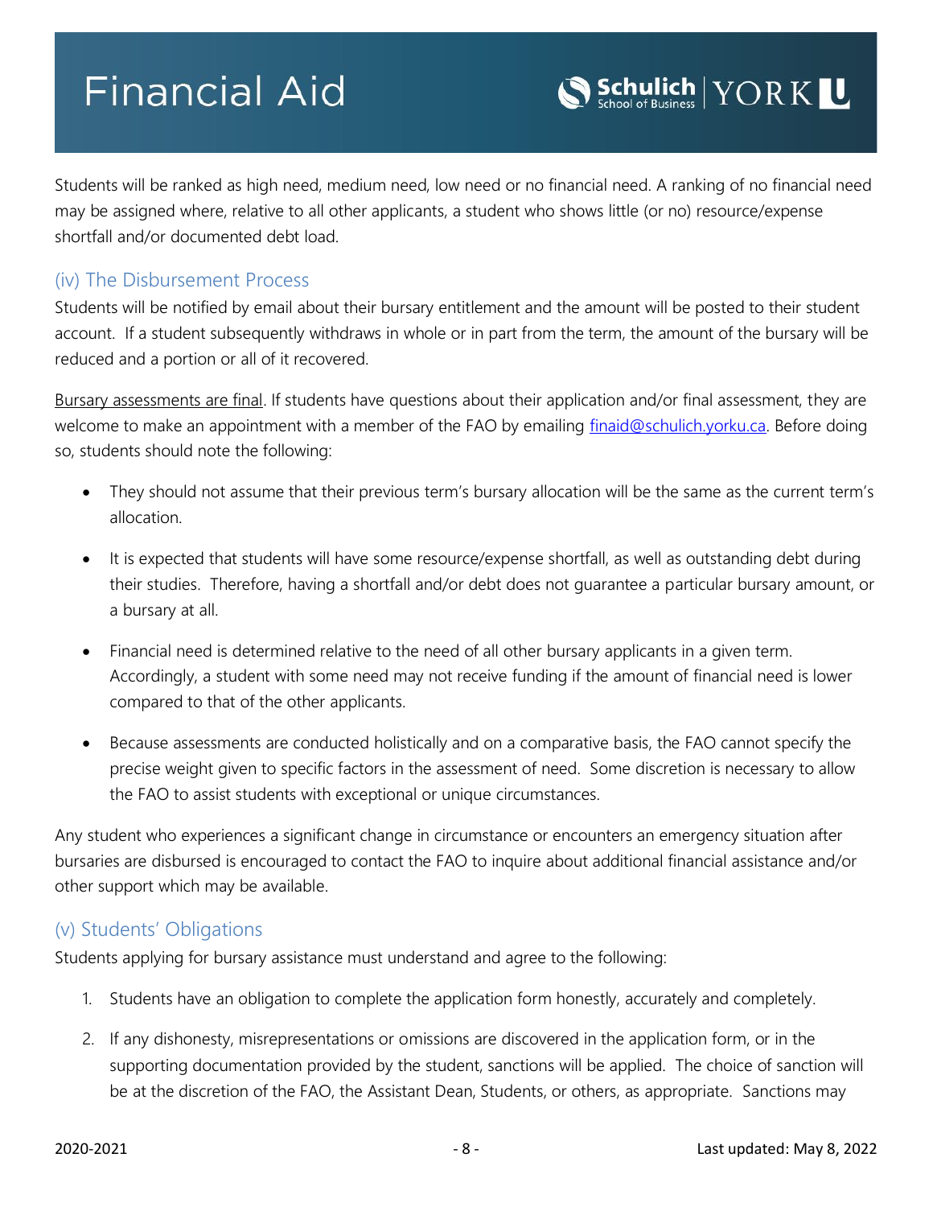Students will be ranked as high need, medium need, low need or no financial need. A ranking of no financial need may be assigned where, relative to all other applicants, a student who shows little (or no) resource/expense shortfall and/or documented debt load.

### (iv) The Disbursement Process

Students will be notified by email about their bursary entitlement and the amount will be posted to their student account. If a student subsequently withdraws in whole or in part from the term, the amount of the bursary will be reduced and a portion or all of it recovered.

Bursary assessments are final. If students have questions about their application and/or final assessment, they are welcome to make an appointment with a member of the FAO by emailing finaid@schulich.yorku.ca. Before doing so, students should note the following:

- They should not assume that their previous term's bursary allocation will be the same as the current term's allocation.
- It is expected that students will have some resource/expense shortfall, as well as outstanding debt during their studies. Therefore, having a shortfall and/or debt does not guarantee a particular bursary amount, or a bursary at all.
- Financial need is determined relative to the need of all other bursary applicants in a given term. Accordingly, a student with some need may not receive funding if the amount of financial need is lower compared to that of the other applicants.
- Because assessments are conducted holistically and on a comparative basis, the FAO cannot specify the precise weight given to specific factors in the assessment of need. Some discretion is necessary to allow the FAO to assist students with exceptional or unique circumstances.

Any student who experiences a significant change in circumstance or encounters an emergency situation after bursaries are disbursed is encouraged to contact the FAO to inquire about additional financial assistance and/or other support which may be available.

### (v) Students' Obligations

Students applying for bursary assistance must understand and agree to the following:

1. Students have an obligation to complete the application form honestly, accurately and completely.
2. If any dishonesty, misrepresentations or omissions are discovered in the application form, or in the supporting documentation provided by the student, sanctions will be applied. The choice of sanction will be at the discretion of the FAO, the Assistant Dean, Students, or others, as appropriate. Sanctions may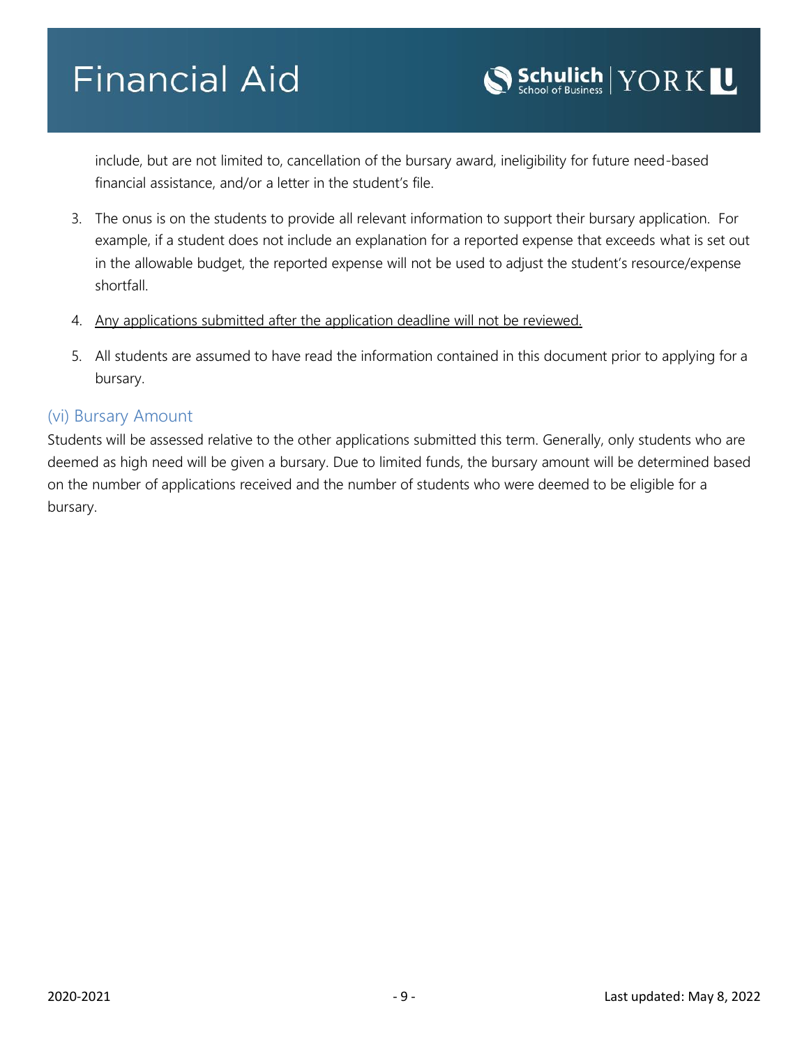include, but are not limited to, cancellation of the bursary award, ineligibility for future need-based financial assistance, and/or a letter in the student's file.

3. The onus is on the students to provide all relevant information to support their bursary application. For example, if a student does not include an explanation for a reported expense that exceeds what is set out in the allowable budget, the reported expense will not be used to adjust the student's resource/expense shortfall.
4. <u>Any applications submitted after the application deadline will not be reviewed.</u>
5. All students are assumed to have read the information contained in this document prior to applying for a bursary.

### (vi) Bursary Amount

Students will be assessed relative to the other applications submitted this term. Generally, only students who are deemed as high need will be given a bursary. Due to limited funds, the bursary amount will be determined based on the number of applications received and the number of students who were deemed to be eligible for a bursary.